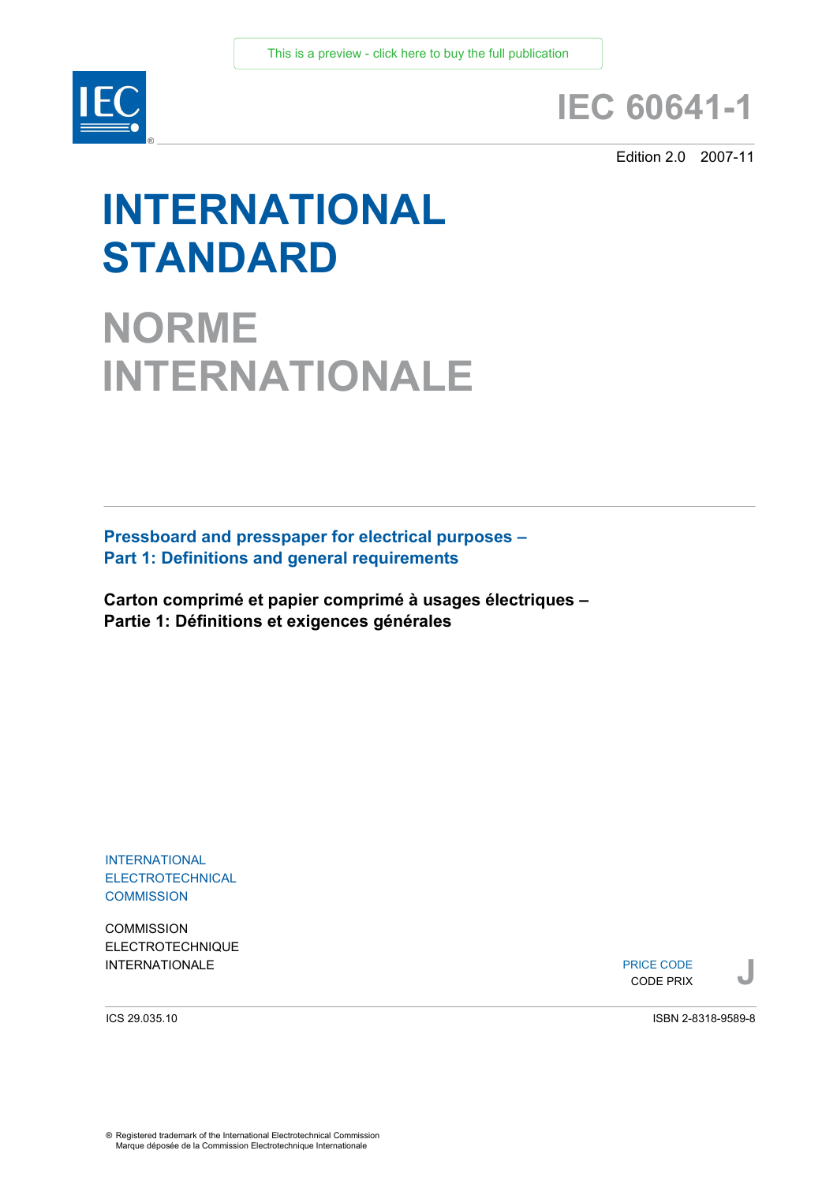This is a preview - click here to buy the full publication

# IEC 60641-1

Edition 2.0 2007-11

# INTERNATIONAL STANDARD

# NORME INTERNATIONALE

**Pressboard and presspaper for electrical purposes –**
**Part 1: Definitions and general requirements**

**Carton comprimé et papier comprimé à usages électriques –**
**Partie 1: Définitions et exigences générales**

INTERNATIONAL
ELECTROTECHNICAL
COMMISSION

COMMISSION
ELECTROTECHNIQUE
INTERNATIONALE

PRICE CODE
CODE PRIX **J**

ICS 29.035.10

ISBN 2-8318-9589-8

® Registered trademark of the International Electrotechnical Commission
Marque déposée de la Commission Electrotechnique Internationale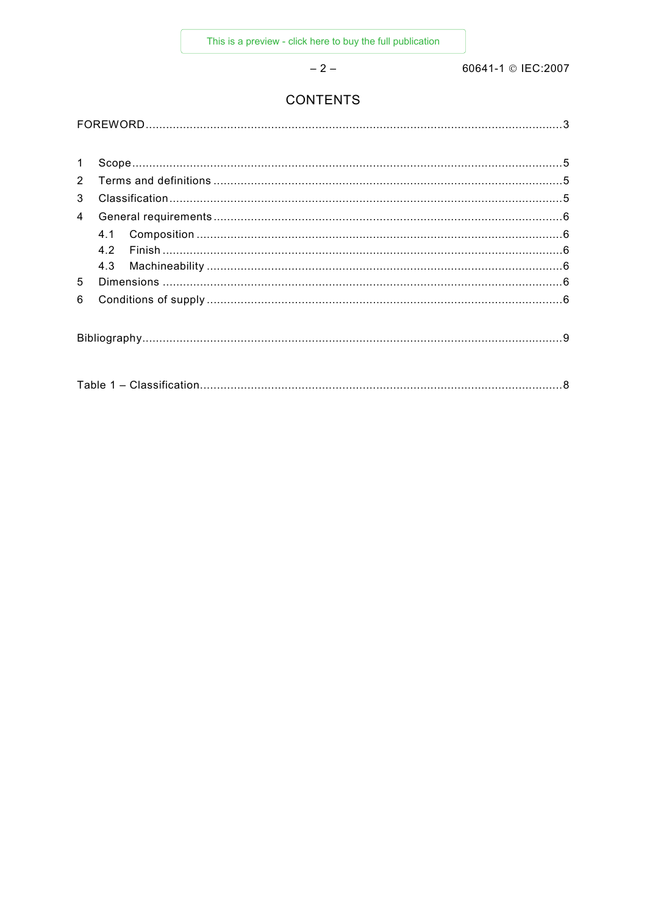# CONTENTS

FOREWORD....................................................................................................................3

1 Scope....................................................................................................................5
2 Terms and definitions ....................................................................................................5
3 Classification..................................................................................................................5
4 General requirements....................................................................................................6
  4.1 Composition ..........................................................................................................6
  4.2 Finish ....................................................................................................................6
  4.3 Machineability .......................................................................................................6
5 Dimensions ....................................................................................................................6
6 Conditions of supply .......................................................................................................6

Bibliography......................................................................................................................9

Table 1 – Classification.....................................................................................................8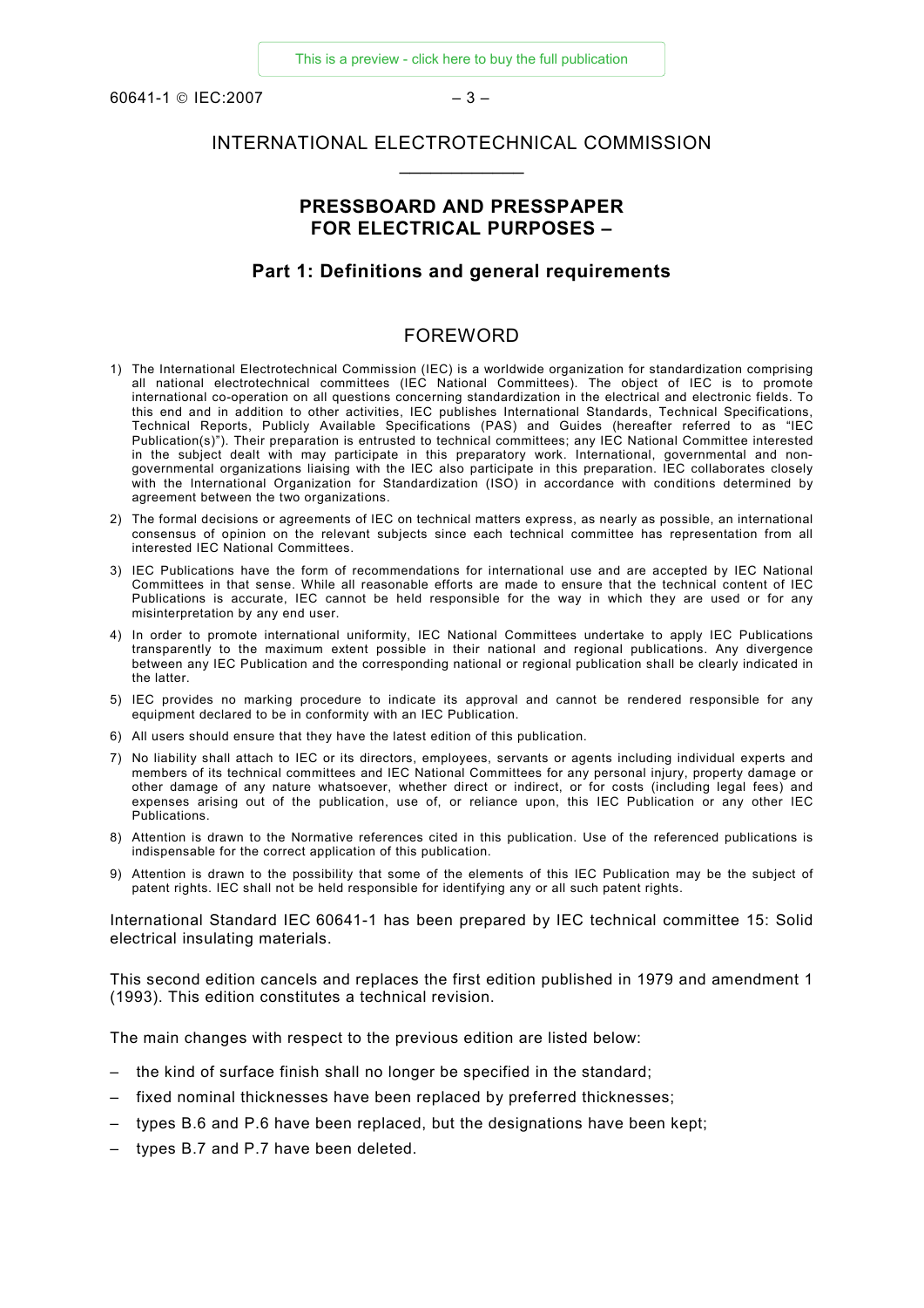# INTERNATIONAL ELECTROTECHNICAL COMMISSION

## PRESSBOARD AND PRESSPAPER FOR ELECTRICAL PURPOSES –

## Part 1: Definitions and general requirements

## FOREWORD

1) The International Electrotechnical Commission (IEC) is a worldwide organization for standardization comprising all national electrotechnical committees (IEC National Committees). The object of IEC is to promote international co-operation on all questions concerning standardization in the electrical and electronic fields. To this end and in addition to other activities, IEC publishes International Standards, Technical Specifications, Technical Reports, Publicly Available Specifications (PAS) and Guides (hereafter referred to as "IEC Publication(s)"). Their preparation is entrusted to technical committees; any IEC National Committee interested in the subject dealt with may participate in this preparatory work. International, governmental and non-governmental organizations liaising with the IEC also participate in this preparation. IEC collaborates closely with the International Organization for Standardization (ISO) in accordance with conditions determined by agreement between the two organizations.
2) The formal decisions or agreements of IEC on technical matters express, as nearly as possible, an international consensus of opinion on the relevant subjects since each technical committee has representation from all interested IEC National Committees.
3) IEC Publications have the form of recommendations for international use and are accepted by IEC National Committees in that sense. While all reasonable efforts are made to ensure that the technical content of IEC Publications is accurate, IEC cannot be held responsible for the way in which they are used or for any misinterpretation by any end user.
4) In order to promote international uniformity, IEC National Committees undertake to apply IEC Publications transparently to the maximum extent possible in their national and regional publications. Any divergence between any IEC Publication and the corresponding national or regional publication shall be clearly indicated in the latter.
5) IEC provides no marking procedure to indicate its approval and cannot be rendered responsible for any equipment declared to be in conformity with an IEC Publication.
6) All users should ensure that they have the latest edition of this publication.
7) No liability shall attach to IEC or its directors, employees, servants or agents including individual experts and members of its technical committees and IEC National Committees for any personal injury, property damage or other damage of any nature whatsoever, whether direct or indirect, or for costs (including legal fees) and expenses arising out of the publication, use of, or reliance upon, this IEC Publication or any other IEC Publications.
8) Attention is drawn to the Normative references cited in this publication. Use of the referenced publications is indispensable for the correct application of this publication.
9) Attention is drawn to the possibility that some of the elements of this IEC Publication may be the subject of patent rights. IEC shall not be held responsible for identifying any or all such patent rights.

International Standard IEC 60641-1 has been prepared by IEC technical committee 15: Solid electrical insulating materials.

This second edition cancels and replaces the first edition published in 1979 and amendment 1 (1993). This edition constitutes a technical revision.

The main changes with respect to the previous edition are listed below:

- the kind of surface finish shall no longer be specified in the standard;
- fixed nominal thicknesses have been replaced by preferred thicknesses;
- types B.6 and P.6 have been replaced, but the designations have been kept;
- types B.7 and P.7 have been deleted.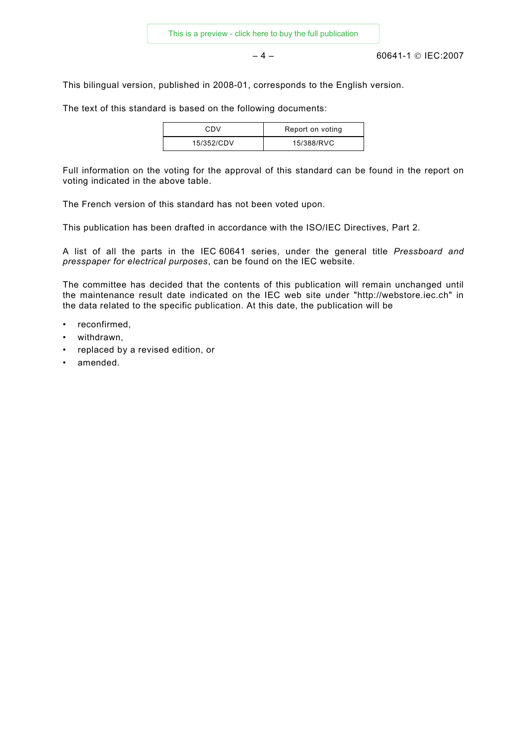This bilingual version, published in 2008-01, corresponds to the English version.

The text of this standard is based on the following documents:

| CDV | Report on voting |
| --- | --- |
| 15/352/CDV | 15/388/RVC |

Full information on the voting for the approval of this standard can be found in the report on voting indicated in the above table.

The French version of this standard has not been voted upon.

This publication has been drafted in accordance with the ISO/IEC Directives, Part 2.

A list of all the parts in the IEC 60641 series, under the general title *Pressboard and presspaper for electrical purposes*, can be found on the IEC website.

The committee has decided that the contents of this publication will remain unchanged until the maintenance result date indicated on the IEC web site under "http://webstore.iec.ch" in the data related to the specific publication. At this date, the publication will be

- reconfirmed,
- withdrawn,
- replaced by a revised edition, or
- amended.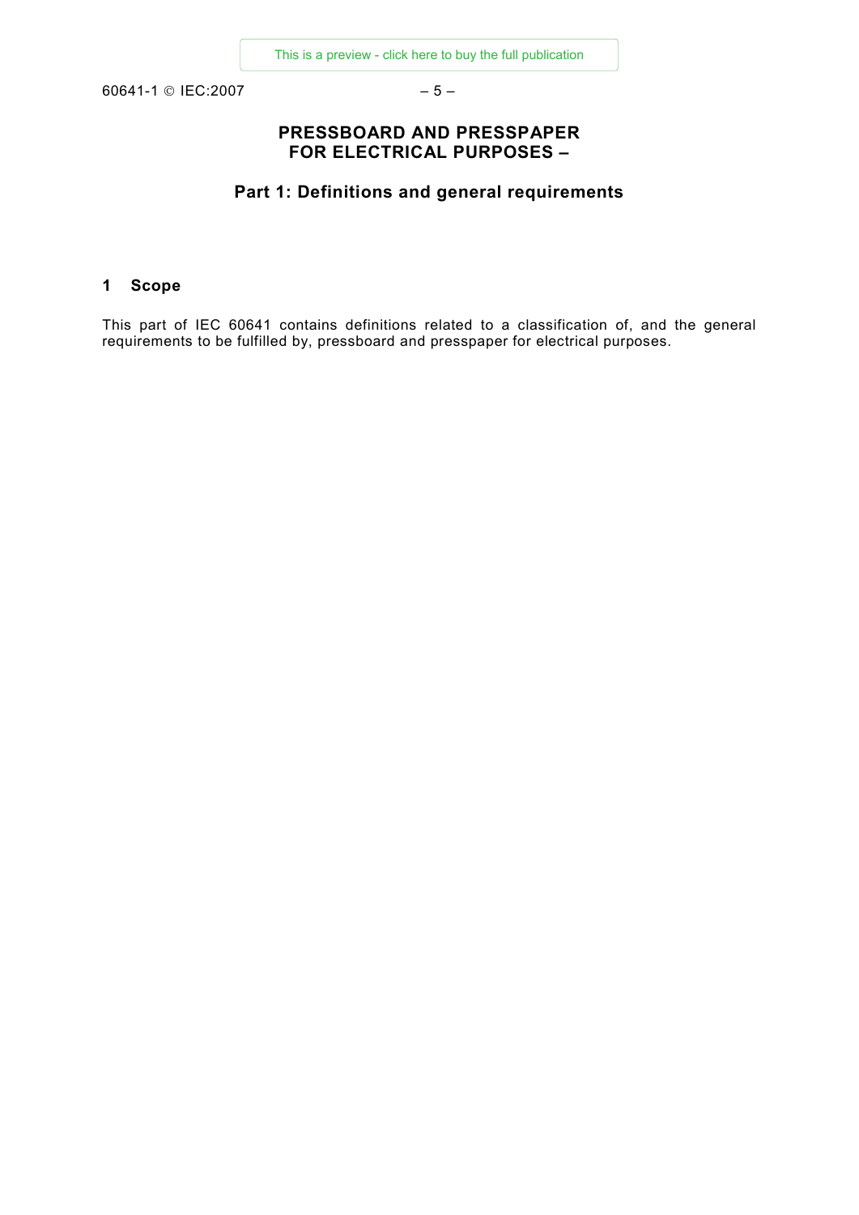# PRESSBOARD AND PRESSPAPER FOR ELECTRICAL PURPOSES –

## Part 1: Definitions and general requirements

## 1 Scope

This part of IEC 60641 contains definitions related to a classification of, and the general requirements to be fulfilled by, pressboard and presspaper for electrical purposes.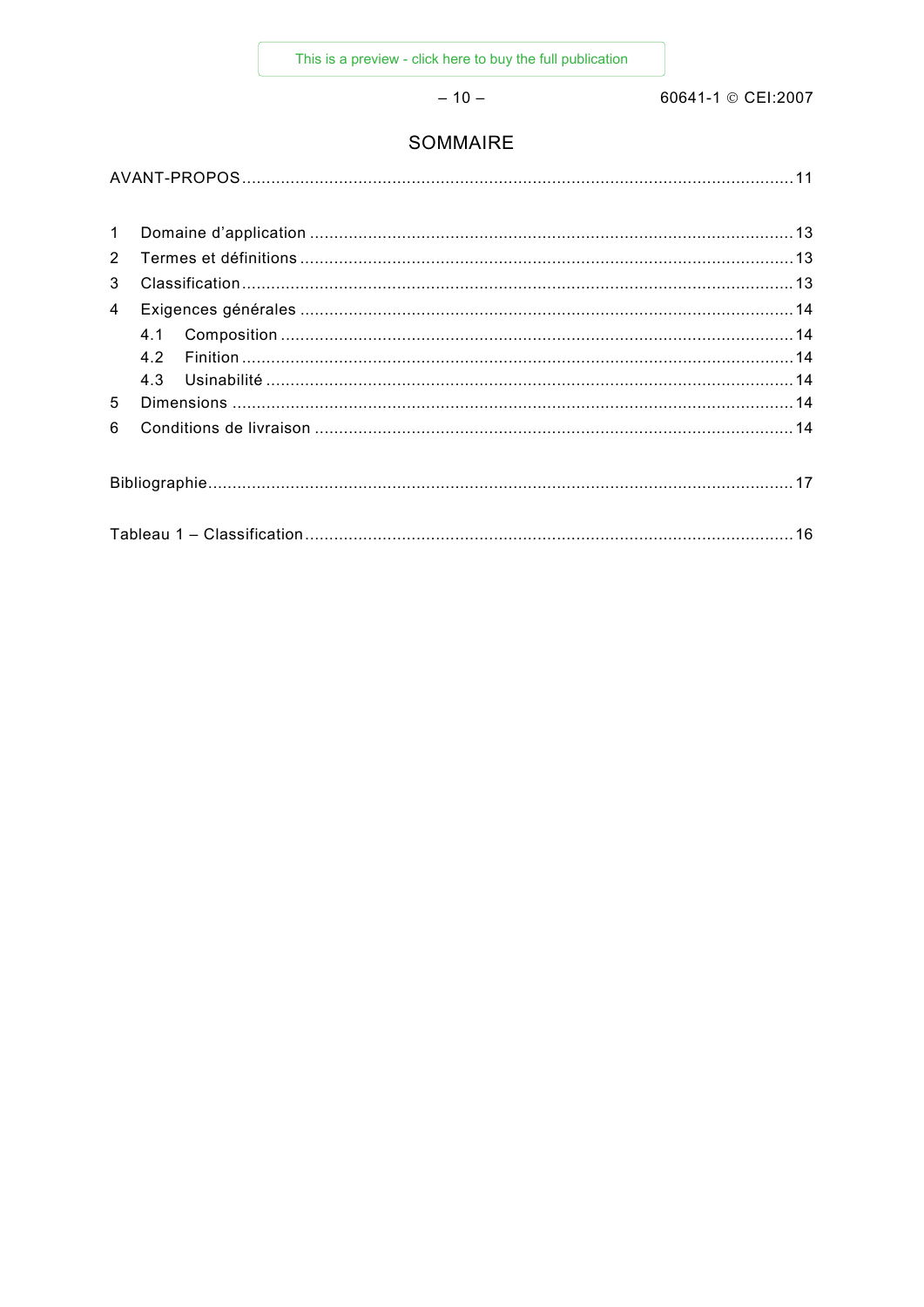# SOMMAIRE

AVANT-PROPOS ........................................................................................................ 11

1 Domaine d'application ........................................................................................ 13
2 Termes et définitions .......................................................................................... 13
3 Classification ...................................................................................................... 13
4 Exigences générales ........................................................................................... 14
  4.1 Composition ................................................................................................ 14
  4.2 Finition ....................................................................................................... 14
  4.3 Usinabilité ................................................................................................... 14
5 Dimensions ........................................................................................................ 14
6 Conditions de livraison ........................................................................................ 14

Bibliographie ........................................................................................................... 17

Tableau 1 – Classification ......................................................................................... 16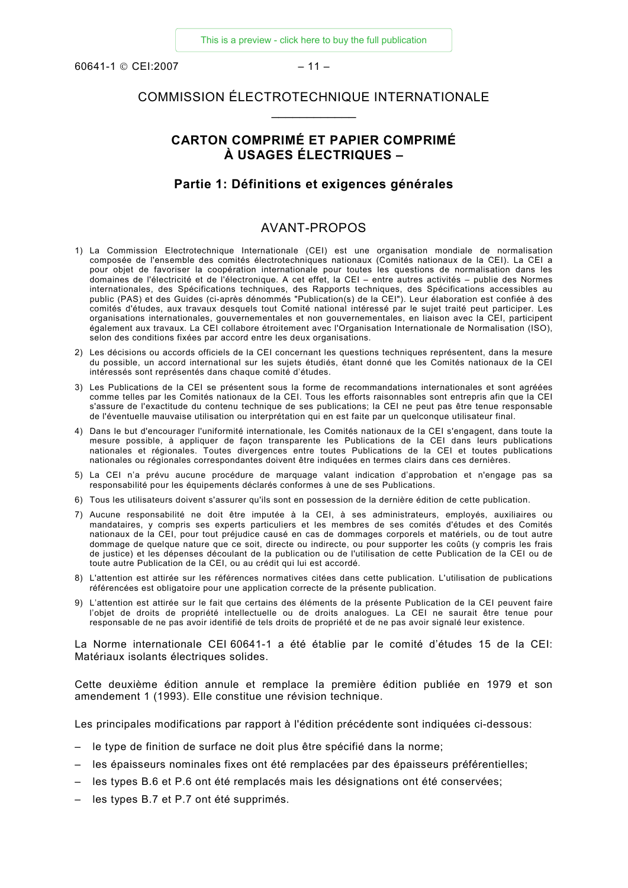COMMISSION ÉLECTROTECHNIQUE INTERNATIONALE

____________

# CARTON COMPRIMÉ ET PAPIER COMPRIMÉ À USAGES ÉLECTRIQUES –

## Partie 1: Définitions et exigences générales

## AVANT-PROPOS

1) La Commission Electrotechnique Internationale (CEI) est une organisation mondiale de normalisation composée de l'ensemble des comités électrotechniques nationaux (Comités nationaux de la CEI). La CEI a pour objet de favoriser la coopération internationale pour toutes les questions de normalisation dans les domaines de l'électricité et de l'électronique. A cet effet, la CEI – entre autres activités – publie des Normes internationales, des Spécifications techniques, des Rapports techniques, des Spécifications accessibles au public (PAS) et des Guides (ci-après dénommés "Publication(s) de la CEI"). Leur élaboration est confiée à des comités d'études, aux travaux desquels tout Comité national intéressé par le sujet traité peut participer. Les organisations internationales, gouvernementales et non gouvernementales, en liaison avec la CEI, participent également aux travaux. La CEI collabore étroitement avec l'Organisation Internationale de Normalisation (ISO), selon des conditions fixées par accord entre les deux organisations.
2) Les décisions ou accords officiels de la CEI concernant les questions techniques représentent, dans la mesure du possible, un accord international sur les sujets étudiés, étant donné que les Comités nationaux de la CEI intéressés sont représentés dans chaque comité d'études.
3) Les Publications de la CEI se présentent sous la forme de recommandations internationales et sont agréées comme telles par les Comités nationaux de la CEI. Tous les efforts raisonnables sont entrepris afin que la CEI s'assure de l'exactitude du contenu technique de ses publications; la CEI ne peut pas être tenue responsable de l'éventuelle mauvaise utilisation ou interprétation qui en est faite par un quelconque utilisateur final.
4) Dans le but d'encourager l'uniformité internationale, les Comités nationaux de la CEI s'engagent, dans toute la mesure possible, à appliquer de façon transparente les Publications de la CEI dans leurs publications nationales et régionales. Toutes divergences entre toutes Publications de la CEI et toutes publications nationales ou régionales correspondantes doivent être indiquées en termes clairs dans ces dernières.
5) La CEI n'a prévu aucune procédure de marquage valant indication d'approbation et n'engage pas sa responsabilité pour les équipements déclarés conformes à une de ses Publications.
6) Tous les utilisateurs doivent s'assurer qu'ils sont en possession de la dernière édition de cette publication.
7) Aucune responsabilité ne doit être imputée à la CEI, à ses administrateurs, employés, auxiliaires ou mandataires, y compris ses experts particuliers et les membres de ses comités d'études et des Comités nationaux de la CEI, pour tout préjudice causé en cas de dommages corporels et matériels, ou de tout autre dommage de quelque nature que ce soit, directe ou indirecte, ou pour supporter les coûts (y compris les frais de justice) et les dépenses découlant de la publication ou de l'utilisation de cette Publication de la CEI ou de toute autre Publication de la CEI, ou au crédit qui lui est accordé.
8) L'attention est attirée sur les références normatives citées dans cette publication. L'utilisation de publications référencées est obligatoire pour une application correcte de la présente publication.
9) L'attention est attirée sur le fait que certains des éléments de la présente Publication de la CEI peuvent faire l'objet de droits de propriété intellectuelle ou de droits analogues. La CEI ne saurait être tenue pour responsable de ne pas avoir identifié de tels droits de propriété et de ne pas avoir signalé leur existence.

La Norme internationale CEI 60641-1 a été établie par le comité d'études 15 de la CEI: Matériaux isolants électriques solides.

Cette deuxième édition annule et remplace la première édition publiée en 1979 et son amendement 1 (1993). Elle constitue une révision technique.

Les principales modifications par rapport à l'édition précédente sont indiquées ci-dessous:

- le type de finition de surface ne doit plus être spécifié dans la norme;
- les épaisseurs nominales fixes ont été remplacées par des épaisseurs préférentielles;
- les types B.6 et P.6 ont été remplacés mais les désignations ont été conservées;
- les types B.7 et P.7 ont été supprimés.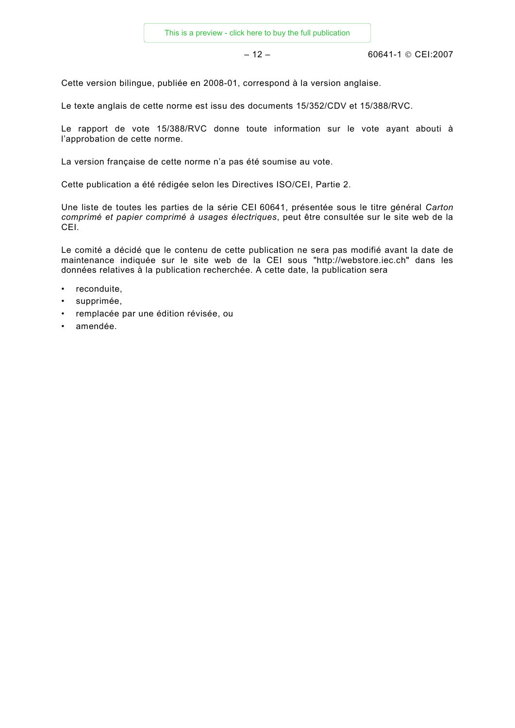Cette version bilingue, publiée en 2008-01, correspond à la version anglaise.

Le texte anglais de cette norme est issu des documents 15/352/CDV et 15/388/RVC.

Le rapport de vote 15/388/RVC donne toute information sur le vote ayant abouti à l'approbation de cette norme.

La version française de cette norme n'a pas été soumise au vote.

Cette publication a été rédigée selon les Directives ISO/CEI, Partie 2.

Une liste de toutes les parties de la série CEI 60641, présentée sous le titre général *Carton comprimé et papier comprimé à usages électriques*, peut être consultée sur le site web de la CEI.

Le comité a décidé que le contenu de cette publication ne sera pas modifié avant la date de maintenance indiquée sur le site web de la CEI sous "http://webstore.iec.ch" dans les données relatives à la publication recherchée. A cette date, la publication sera

- reconduite,
- supprimée,
- remplacée par une édition révisée, ou
- amendée.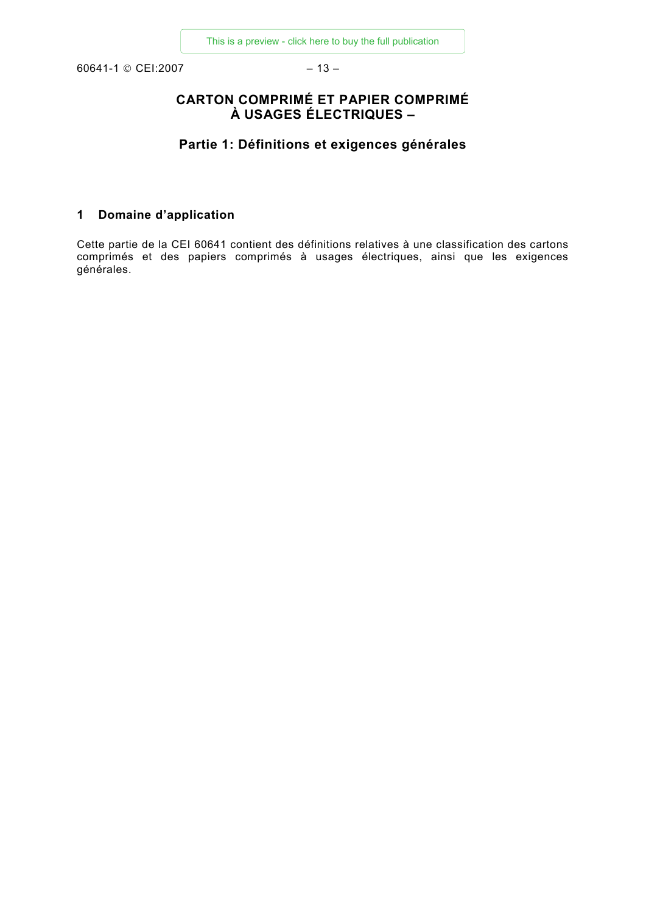# CARTON COMPRIMÉ ET PAPIER COMPRIMÉ À USAGES ÉLECTRIQUES –

## Partie 1: Définitions et exigences générales

## 1 Domaine d'application

Cette partie de la CEI 60641 contient des définitions relatives à une classification des cartons comprimés et des papiers comprimés à usages électriques, ainsi que les exigences générales.